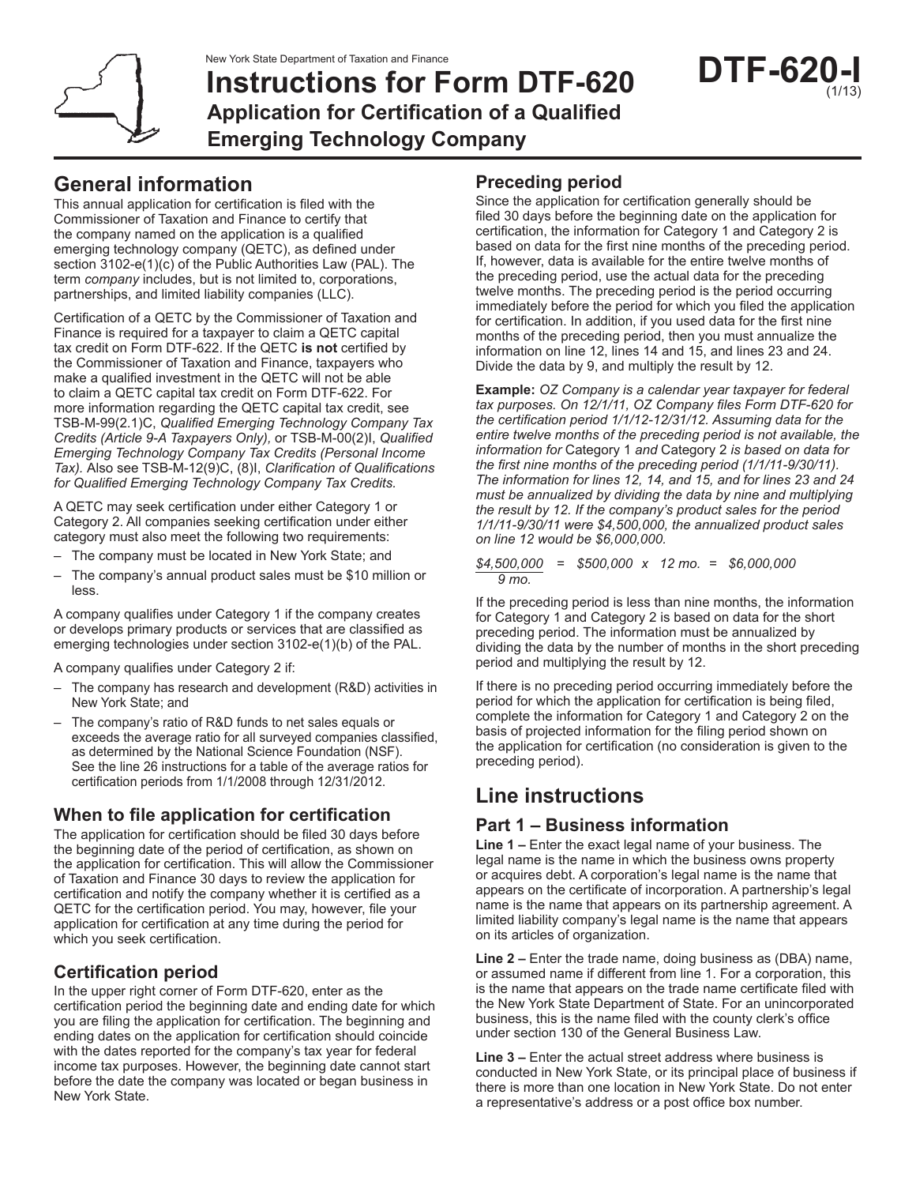New York State Department of Taxation and Finance

# Instructions for Form DTF-620

## Application for Certification of a Qualified Emerging Technology Company

**DTF-620-I** (1/13)

## General information

This annual application for certification is filed with the Commissioner of Taxation and Finance to certify that the company named on the application is a qualified emerging technology company (QETC), as defined under section 3102-e(1)(c) of the Public Authorities Law (PAL). The term *company* includes, but is not limited to, corporations, partnerships, and limited liability companies (LLC).

Certification of a QETC by the Commissioner of Taxation and Finance is required for a taxpayer to claim a QETC capital tax credit on Form DTF-622. If the QETC **is not** certified by the Commissioner of Taxation and Finance, taxpayers who make a qualified investment in the QETC will not be able to claim a QETC capital tax credit on Form DTF-622. For more information regarding the QETC capital tax credit, see TSB-M-99(2.1)C, *Qualified Emerging Technology Company Tax Credits (Article 9-A Taxpayers Only),* or TSB-M-00(2)I, *Qualified Emerging Technology Company Tax Credits (Personal Income Tax).* Also see TSB-M-12(9)C, (8)I, *Clarification of Qualifications for Qualified Emerging Technology Company Tax Credits.*

A QETC may seek certification under either Category 1 or Category 2. All companies seeking certification under either category must also meet the following two requirements:

- The company must be located in New York State; and
- The company's annual product sales must be $10 million or less.

A company qualifies under Category 1 if the company creates or develops primary products or services that are classified as emerging technologies under section 3102-e(1)(b) of the PAL.

A company qualifies under Category 2 if:

- The company has research and development (R&D) activities in New York State; and
- The company's ratio of R&D funds to net sales equals or exceeds the average ratio for all surveyed companies classified, as determined by the National Science Foundation (NSF). See the line 26 instructions for a table of the average ratios for certification periods from 1/1/2008 through 12/31/2012.

### When to file application for certification

The application for certification should be filed 30 days before the beginning date of the period of certification, as shown on the application for certification. This will allow the Commissioner of Taxation and Finance 30 days to review the application for certification and notify the company whether it is certified as a QETC for the certification period. You may, however, file your application for certification at any time during the period for which you seek certification.

### Certification period

In the upper right corner of Form DTF-620, enter as the certification period the beginning date and ending date for which you are filing the application for certification. The beginning and ending dates on the application for certification should coincide with the dates reported for the company's tax year for federal income tax purposes. However, the beginning date cannot start before the date the company was located or began business in New York State.

### Preceding period

Since the application for certification generally should be filed 30 days before the beginning date on the application for certification, the information for Category 1 and Category 2 is based on data for the first nine months of the preceding period. If, however, data is available for the entire twelve months of the preceding period, use the actual data for the preceding twelve months. The preceding period is the period occurring immediately before the period for which you filed the application for certification. In addition, if you used data for the first nine months of the preceding period, then you must annualize the information on line 12, lines 14 and 15, and lines 23 and 24. Divide the data by 9, and multiply the result by 12.

**Example:** *OZ Company is a calendar year taxpayer for federal tax purposes. On 12/1/11, OZ Company files Form DTF-620 for the certification period 1/1/12-12/31/12. Assuming data for the entire twelve months of the preceding period is not available, the information for* Category 1 *and* Category 2 *is based on data for the first nine months of the preceding period (1/1/11-9/30/11). The information for lines 12, 14, and 15, and for lines 23 and 24 must be annualized by dividing the data by nine and multiplying the result by 12. If the company's product sales for the period 1/1/11-9/30/11 were $4,500,000, the annualized product sales on line 12 would be $6,000,000.*

$$\frac{\$4{,}500{,}000}{9 \text{ mo.}} = \$500{,}000 \times 12 \text{ mo.} = \$6{,}000{,}000$$

If the preceding period is less than nine months, the information for Category 1 and Category 2 is based on data for the short preceding period. The information must be annualized by dividing the data by the number of months in the short preceding period and multiplying the result by 12.

If there is no preceding period occurring immediately before the period for which the application for certification is being filed, complete the information for Category 1 and Category 2 on the basis of projected information for the filing period shown on the application for certification (no consideration is given to the preceding period).

## Line instructions

### Part 1 – Business information

**Line 1 –** Enter the exact legal name of your business. The legal name is the name in which the business owns property or acquires debt. A corporation's legal name is the name that appears on the certificate of incorporation. A partnership's legal name is the name that appears on its partnership agreement. A limited liability company's legal name is the name that appears on its articles of organization.

**Line 2 –** Enter the trade name, doing business as (DBA) name, or assumed name if different from line 1. For a corporation, this is the name that appears on the trade name certificate filed with the New York State Department of State. For an unincorporated business, this is the name filed with the county clerk's office under section 130 of the General Business Law.

**Line 3 –** Enter the actual street address where business is conducted in New York State, or its principal place of business if there is more than one location in New York State. Do not enter a representative's address or a post office box number.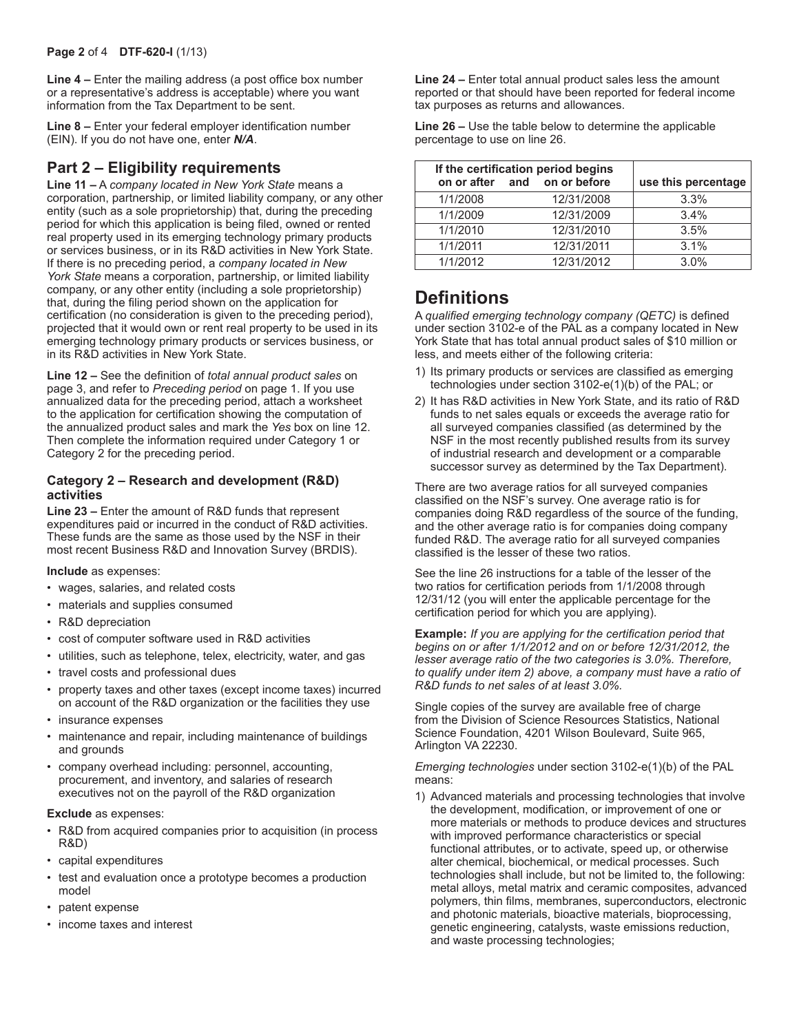**Line 4 –** Enter the mailing address (a post office box number or a representative's address is acceptable) where you want information from the Tax Department to be sent.

**Line 8 –** Enter your federal employer identification number (EIN). If you do not have one, enter ***N/A***.

## Part 2 – Eligibility requirements

**Line 11 –** A *company located in New York State* means a corporation, partnership, or limited liability company, or any other entity (such as a sole proprietorship) that, during the preceding period for which this application is being filed, owned or rented real property used in its emerging technology primary products or services business, or in its R&D activities in New York State. If there is no preceding period, a *company located in New York State* means a corporation, partnership, or limited liability company, or any other entity (including a sole proprietorship) that, during the filing period shown on the application for certification (no consideration is given to the preceding period), projected that it would own or rent real property to be used in its emerging technology primary products or services business, or in its R&D activities in New York State.

**Line 12 –** See the definition of *total annual product sales* on page 3, and refer to *Preceding period* on page 1. If you use annualized data for the preceding period, attach a worksheet to the application for certification showing the computation of the annualized product sales and mark the *Yes* box on line 12. Then complete the information required under Category 1 or Category 2 for the preceding period.

### Category 2 – Research and development (R&D) activities

**Line 23 –** Enter the amount of R&D funds that represent expenditures paid or incurred in the conduct of R&D activities. These funds are the same as those used by the NSF in their most recent Business R&D and Innovation Survey (BRDIS).

**Include** as expenses:

- wages, salaries, and related costs
- materials and supplies consumed
- R&D depreciation
- cost of computer software used in R&D activities
- utilities, such as telephone, telex, electricity, water, and gas
- travel costs and professional dues
- property taxes and other taxes (except income taxes) incurred on account of the R&D organization or the facilities they use
- insurance expenses
- maintenance and repair, including maintenance of buildings and grounds
- company overhead including: personnel, accounting, procurement, and inventory, and salaries of research executives not on the payroll of the R&D organization

**Exclude** as expenses:

- R&D from acquired companies prior to acquisition (in process R&D)
- capital expenditures
- test and evaluation once a prototype becomes a production model
- patent expense
- income taxes and interest

**Line 24 –** Enter total annual product sales less the amount reported or that should have been reported for federal income tax purposes as returns and allowances.

**Line 26 –** Use the table below to determine the applicable percentage to use on line 26.

| If the certification period begins on or after | and on or before | use this percentage |
|---|---|---|
| 1/1/2008 | 12/31/2008 | 3.3% |
| 1/1/2009 | 12/31/2009 | 3.4% |
| 1/1/2010 | 12/31/2010 | 3.5% |
| 1/1/2011 | 12/31/2011 | 3.1% |
| 1/1/2012 | 12/31/2012 | 3.0% |

# Definitions

A *qualified emerging technology company (QETC)* is defined under section 3102-e of the PAL as a company located in New York State that has total annual product sales of $10 million or less, and meets either of the following criteria:

1) Its primary products or services are classified as emerging technologies under section 3102-e(1)(b) of the PAL; or
2) It has R&D activities in New York State, and its ratio of R&D funds to net sales equals or exceeds the average ratio for all surveyed companies classified (as determined by the NSF in the most recently published results from its survey of industrial research and development or a comparable successor survey as determined by the Tax Department).

There are two average ratios for all surveyed companies classified on the NSF's survey. One average ratio is for companies doing R&D regardless of the source of the funding, and the other average ratio is for companies doing company funded R&D. The average ratio for all surveyed companies classified is the lesser of these two ratios.

See the line 26 instructions for a table of the lesser of the two ratios for certification periods from 1/1/2008 through 12/31/12 (you will enter the applicable percentage for the certification period for which you are applying).

**Example:** *If you are applying for the certification period that begins on or after 1/1/2012 and on or before 12/31/2012, the lesser average ratio of the two categories is 3.0%. Therefore, to qualify under item 2) above, a company must have a ratio of R&D funds to net sales of at least 3.0%.*

Single copies of the survey are available free of charge from the Division of Science Resources Statistics, National Science Foundation, 4201 Wilson Boulevard, Suite 965, Arlington VA 22230.

*Emerging technologies* under section 3102-e(1)(b) of the PAL means:

1) Advanced materials and processing technologies that involve the development, modification, or improvement of one or more materials or methods to produce devices and structures with improved performance characteristics or special functional attributes, or to activate, speed up, or otherwise alter chemical, biochemical, or medical processes. Such technologies shall include, but not be limited to, the following: metal alloys, metal matrix and ceramic composites, advanced polymers, thin films, membranes, superconductors, electronic and photonic materials, bioactive materials, bioprocessing, genetic engineering, catalysts, waste emissions reduction, and waste processing technologies;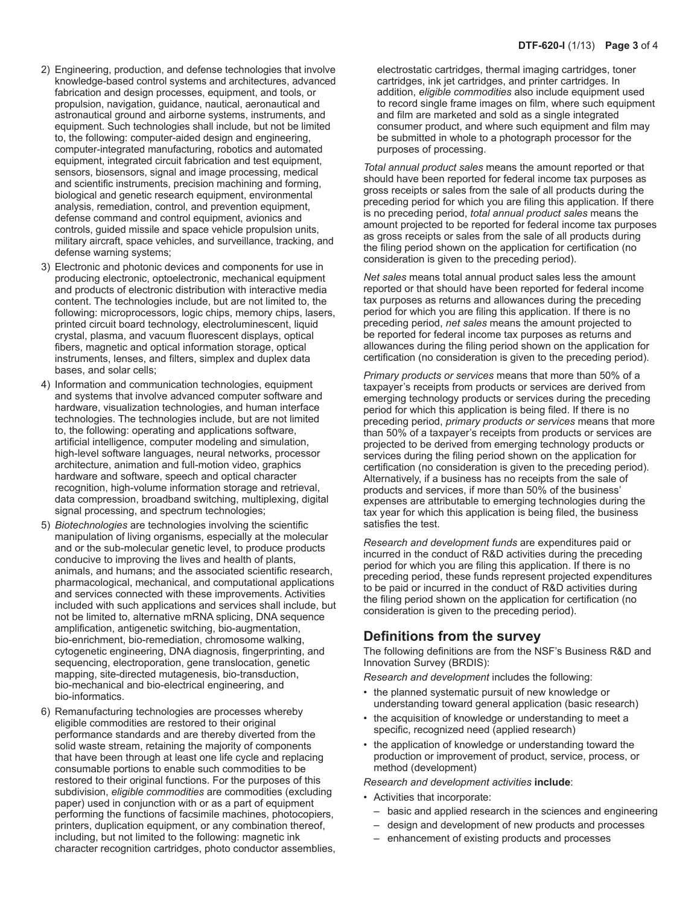2) Engineering, production, and defense technologies that involve knowledge-based control systems and architectures, advanced fabrication and design processes, equipment, and tools, or propulsion, navigation, guidance, nautical, aeronautical and astronautical ground and airborne systems, instruments, and equipment. Such technologies shall include, but not be limited to, the following: computer-aided design and engineering, computer-integrated manufacturing, robotics and automated equipment, integrated circuit fabrication and test equipment, sensors, biosensors, signal and image processing, medical and scientific instruments, precision machining and forming, biological and genetic research equipment, environmental analysis, remediation, control, and prevention equipment, defense command and control equipment, avionics and controls, guided missile and space vehicle propulsion units, military aircraft, space vehicles, and surveillance, tracking, and defense warning systems;

3) Electronic and photonic devices and components for use in producing electronic, optoelectronic, mechanical equipment and products of electronic distribution with interactive media content. The technologies include, but are not limited to, the following: microprocessors, logic chips, memory chips, lasers, printed circuit board technology, electroluminescent, liquid crystal, plasma, and vacuum fluorescent displays, optical fibers, magnetic and optical information storage, optical instruments, lenses, and filters, simplex and duplex data bases, and solar cells;

4) Information and communication technologies, equipment and systems that involve advanced computer software and hardware, visualization technologies, and human interface technologies. The technologies include, but are not limited to, the following: operating and applications software, artificial intelligence, computer modeling and simulation, high-level software languages, neural networks, processor architecture, animation and full-motion video, graphics hardware and software, speech and optical character recognition, high-volume information storage and retrieval, data compression, broadband switching, multiplexing, digital signal processing, and spectrum technologies;

5) *Biotechnologies* are technologies involving the scientific manipulation of living organisms, especially at the molecular and or the sub-molecular genetic level, to produce products conducive to improving the lives and health of plants, animals, and humans; and the associated scientific research, pharmacological, mechanical, and computational applications and services connected with these improvements. Activities included with such applications and services shall include, but not be limited to, alternative mRNA splicing, DNA sequence amplification, antigenetic switching, bio-augmentation, bio-enrichment, bio-remediation, chromosome walking, cytogenetic engineering, DNA diagnosis, fingerprinting, and sequencing, electroporation, gene translocation, genetic mapping, site-directed mutagenesis, bio-transduction, bio-mechanical and bio-electrical engineering, and bio-informatics.

6) Remanufacturing technologies are processes whereby eligible commodities are restored to their original performance standards and are thereby diverted from the solid waste stream, retaining the majority of components that have been through at least one life cycle and replacing consumable portions to enable such commodities to be restored to their original functions. For the purposes of this subdivision, *eligible commodities* are commodities (excluding paper) used in conjunction with or as a part of equipment performing the functions of facsimile machines, photocopiers, printers, duplication equipment, or any combination thereof, including, but not limited to the following: magnetic ink character recognition cartridges, photo conductor assemblies, electrostatic cartridges, thermal imaging cartridges, toner cartridges, ink jet cartridges, and printer cartridges. In addition, *eligible commodities* also include equipment used to record single frame images on film, where such equipment and film are marketed and sold as a single integrated consumer product, and where such equipment and film may be submitted in whole to a photograph processor for the purposes of processing.

*Total annual product sales* means the amount reported or that should have been reported for federal income tax purposes as gross receipts or sales from the sale of all products during the preceding period for which you are filing this application. If there is no preceding period, *total annual product sales* means the amount projected to be reported for federal income tax purposes as gross receipts or sales from the sale of all products during the filing period shown on the application for certification (no consideration is given to the preceding period).

*Net sales* means total annual product sales less the amount reported or that should have been reported for federal income tax purposes as returns and allowances during the preceding period for which you are filing this application. If there is no preceding period, *net sales* means the amount projected to be reported for federal income tax purposes as returns and allowances during the filing period shown on the application for certification (no consideration is given to the preceding period).

*Primary products or services* means that more than 50% of a taxpayer's receipts from products or services are derived from emerging technology products or services during the preceding period for which this application is being filed. If there is no preceding period, *primary products or services* means that more than 50% of a taxpayer's receipts from products or services are projected to be derived from emerging technology products or services during the filing period shown on the application for certification (no consideration is given to the preceding period). Alternatively, if a business has no receipts from the sale of products and services, if more than 50% of the business' expenses are attributable to emerging technologies during the tax year for which this application is being filed, the business satisfies the test.

*Research and development funds* are expenditures paid or incurred in the conduct of R&D activities during the preceding period for which you are filing this application. If there is no preceding period, these funds represent projected expenditures to be paid or incurred in the conduct of R&D activities during the filing period shown on the application for certification (no consideration is given to the preceding period).

## Definitions from the survey

The following definitions are from the NSF's Business R&D and Innovation Survey (BRDIS):

*Research and development* includes the following:

- the planned systematic pursuit of new knowledge or understanding toward general application (basic research)
- the acquisition of knowledge or understanding to meet a specific, recognized need (applied research)
- the application of knowledge or understanding toward the production or improvement of product, service, process, or method (development)

*Research and development activities* **include**:

- Activities that incorporate:
  - basic and applied research in the sciences and engineering
  - design and development of new products and processes
  - enhancement of existing products and processes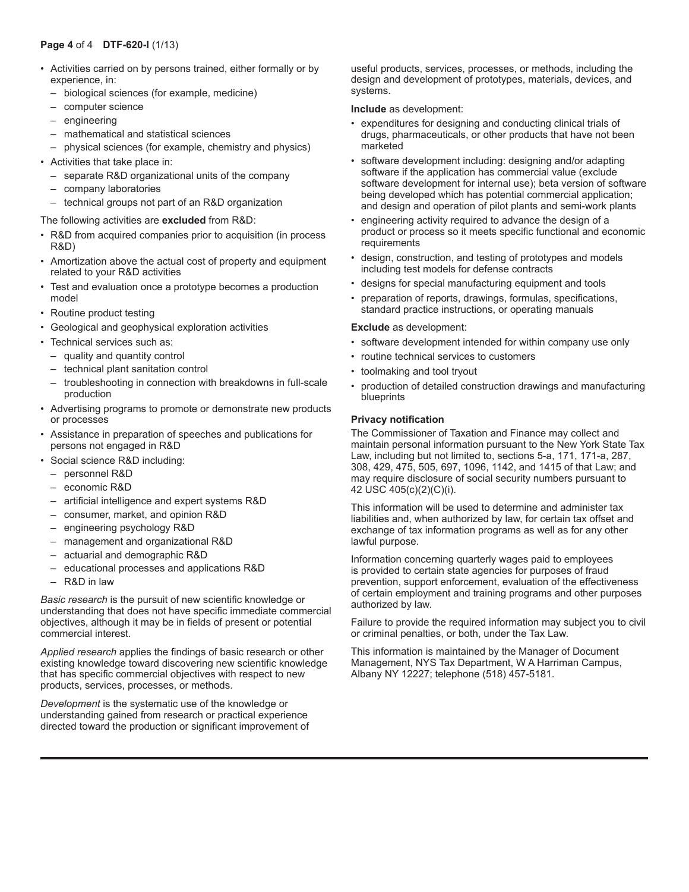- Activities carried on by persons trained, either formally or by experience, in:
  - biological sciences (for example, medicine)
  - computer science
  - engineering
  - mathematical and statistical sciences
  - physical sciences (for example, chemistry and physics)
- Activities that take place in:
  - separate R&D organizational units of the company
  - company laboratories
  - technical groups not part of an R&D organization

The following activities are **excluded** from R&D:

- R&D from acquired companies prior to acquisition (in process R&D)
- Amortization above the actual cost of property and equipment related to your R&D activities
- Test and evaluation once a prototype becomes a production model
- Routine product testing
- Geological and geophysical exploration activities
- Technical services such as:
  - quality and quantity control
  - technical plant sanitation control
  - troubleshooting in connection with breakdowns in full-scale production
- Advertising programs to promote or demonstrate new products or processes
- Assistance in preparation of speeches and publications for persons not engaged in R&D
- Social science R&D including:
  - personnel R&D
  - economic R&D
  - artificial intelligence and expert systems R&D
  - consumer, market, and opinion R&D
  - engineering psychology R&D
  - management and organizational R&D
  - actuarial and demographic R&D
  - educational processes and applications R&D
  - R&D in law

*Basic research* is the pursuit of new scientific knowledge or understanding that does not have specific immediate commercial objectives, although it may be in fields of present or potential commercial interest.

*Applied research* applies the findings of basic research or other existing knowledge toward discovering new scientific knowledge that has specific commercial objectives with respect to new products, services, processes, or methods.

*Development* is the systematic use of the knowledge or understanding gained from research or practical experience directed toward the production or significant improvement of useful products, services, processes, or methods, including the design and development of prototypes, materials, devices, and systems.

**Include** as development:

- expenditures for designing and conducting clinical trials of drugs, pharmaceuticals, or other products that have not been marketed
- software development including: designing and/or adapting software if the application has commercial value (exclude software development for internal use); beta version of software being developed which has potential commercial application; and design and operation of pilot plants and semi-work plants
- engineering activity required to advance the design of a product or process so it meets specific functional and economic requirements
- design, construction, and testing of prototypes and models including test models for defense contracts
- designs for special manufacturing equipment and tools
- preparation of reports, drawings, formulas, specifications, standard practice instructions, or operating manuals

**Exclude** as development:

- software development intended for within company use only
- routine technical services to customers
- toolmaking and tool tryout
- production of detailed construction drawings and manufacturing blueprints

**Privacy notification**

The Commissioner of Taxation and Finance may collect and maintain personal information pursuant to the New York State Tax Law, including but not limited to, sections 5-a, 171, 171-a, 287, 308, 429, 475, 505, 697, 1096, 1142, and 1415 of that Law; and may require disclosure of social security numbers pursuant to 42 USC 405(c)(2)(C)(i).

This information will be used to determine and administer tax liabilities and, when authorized by law, for certain tax offset and exchange of tax information programs as well as for any other lawful purpose.

Information concerning quarterly wages paid to employees is provided to certain state agencies for purposes of fraud prevention, support enforcement, evaluation of the effectiveness of certain employment and training programs and other purposes authorized by law.

Failure to provide the required information may subject you to civil or criminal penalties, or both, under the Tax Law.

This information is maintained by the Manager of Document Management, NYS Tax Department, W A Harriman Campus, Albany NY 12227; telephone (518) 457-5181.